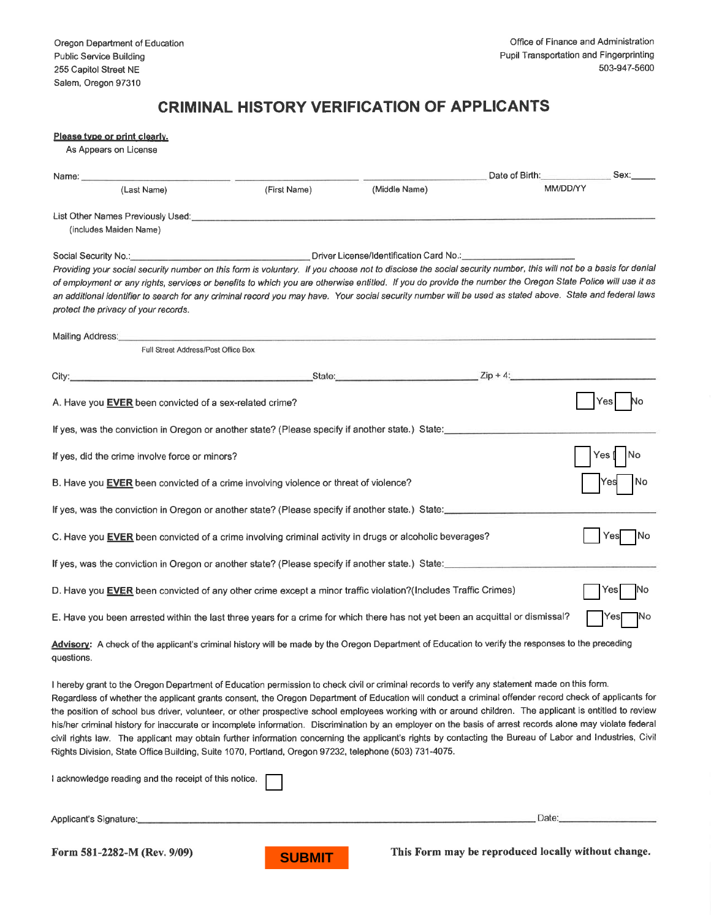Oregon Department of Education
Public Service Building
255 Capitol Street NE
Salem, Oregon 97310

Office of Finance and Administration
Pupil Transportation and Fingerprinting
503-947-5600

# CRIMINAL HISTORY VERIFICATION OF APPLICANTS

**Please type or print clearly.**
As Appears on License

Name: ______________________ ______________________ ______________________ Date of Birth: ______________ Sex: _____
(Last Name) (First Name) (Middle Name) MM/DD/YY

List Other Names Previously Used: ____________________________________________
(includes Maiden Name)

Social Security No.: ______________________ Driver License/Identification Card No.: ______________________

*Providing your social security number on this form is voluntary. If you choose not to disclose the social security number, this will not be a basis for denial of employment or any rights, services or benefits to which you are otherwise entitled. If you do provide the number the Oregon State Police will use it as an additional identifier to search for any criminal record you may have. Your social security number will be used as stated above. State and federal laws protect the privacy of your records.*

Mailing Address: ____________________________________________
Full Street Address/Post Office Box

City: ______________________ State: ______________________ Zip + 4: ______________________

A. Have you **EVER** been convicted of a sex-related crime? ☐ Yes ☐ No

If yes, was the conviction in Oregon or another state? (Please specify if another state.) State: ______________________

If yes, did the crime involve force or minors? ☐ Yes ☐ No

B. Have you **EVER** been convicted of a crime involving violence or threat of violence? ☐ Yes ☐ No

If yes, was the conviction in Oregon or another state? (Please specify if another state.) State: ______________________

C. Have you **EVER** been convicted of a crime involving criminal activity in drugs or alcoholic beverages? ☐ Yes ☐ No

If yes, was the conviction in Oregon or another state? (Please specify if another state.) State: ______________________

D. Have you **EVER** been convicted of any other crime except a minor traffic violation?(Includes Traffic Crimes) ☐ Yes ☐ No

E. Have you been arrested within the last three years for a crime for which there has not yet been an acquittal or dismissal? ☐ Yes ☐ No

**Advisory:** A check of the applicant's criminal history will be made by the Oregon Department of Education to verify the responses to the preceding questions.

I hereby grant to the Oregon Department of Education permission to check civil or criminal records to verify any statement made on this form. Regardless of whether the applicant grants consent, the Oregon Department of Education will conduct a criminal offender record check of applicants for the position of school bus driver, volunteer, or other prospective school employees working with or around children. The applicant is entitled to review his/her criminal history for inaccurate or incomplete information. Discrimination by an employer on the basis of arrest records alone may violate federal civil rights law. The applicant may obtain further information concerning the applicant's rights by contacting the Bureau of Labor and Industries, Civil Rights Division, State Office Building, Suite 1070, Portland, Oregon 97232, telephone (503) 731-4075.

I acknowledge reading and the receipt of this notice. ☐

Applicant's Signature: ____________________________________________ Date: ______________

**Form 581-2282-M (Rev. 9/09)** **SUBMIT** **This Form may be reproduced locally without change.**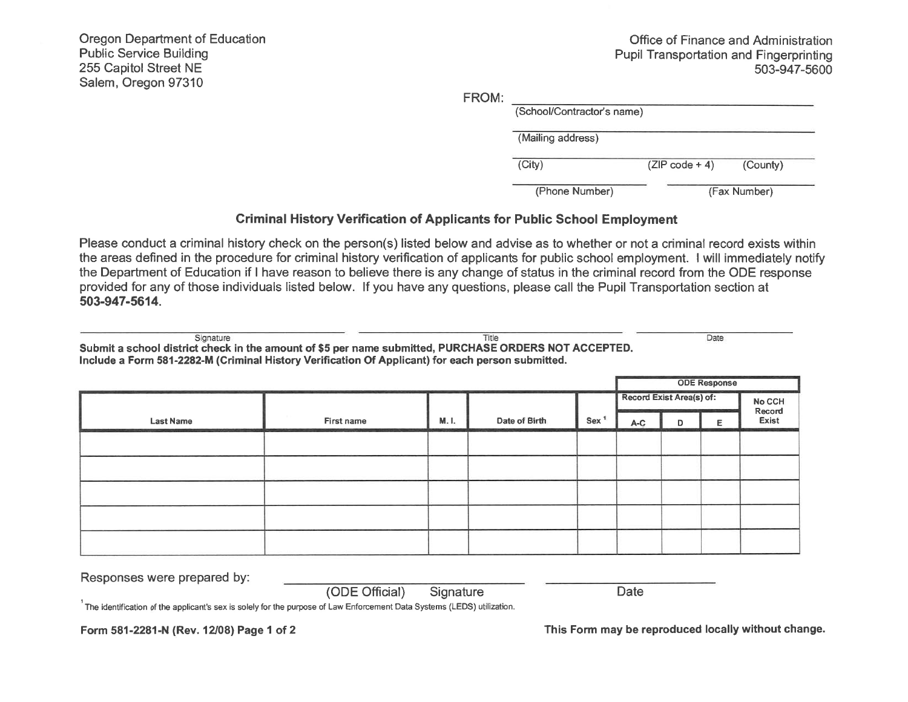Oregon Department of Education
Public Service Building
255 Capitol Street NE
Salem, Oregon 97310

Office of Finance and Administration
Pupil Transportation and Fingerprinting
503-947-5600

FROM: ______________________________
(School/Contractor's name)

______________________________
(Mailing address)

______________________________
(City) (ZIP code + 4) (County)

______________ ______________
(Phone Number) (Fax Number)

### Criminal History Verification of Applicants for Public School Employment

Please conduct a criminal history check on the person(s) listed below and advise as to whether or not a criminal record exists within the areas defined in the procedure for criminal history verification of applicants for public school employment. I will immediately notify the Department of Education if I have reason to believe there is any change of status in the criminal record from the ODE response provided for any of those individuals listed below. If you have any questions, please call the Pupil Transportation section at **503-947-5614**.

______________________ ______________________ ______________
Signature Title Date

**Submit a school district check in the amount of $5 per name submitted, PURCHASE ORDERS NOT ACCEPTED.**
**Include a Form 581-2282-M (Criminal History Verification Of Applicant) for each person submitted.**

| | | | | | ODE Response | | | |
|---|---|---|---|---|---|---|---|---|
| | | | | | Record Exist Area(s) of: | | | No CCH Record Exist |
| Last Name | First name | M. I. | Date of Birth | Sex [1] | A-C | D | E | |
| | | | | | | | | |
| | | | | | | | | |
| | | | | | | | | |
| | | | | | | | | |
| | | | | | | | | |

Responses were prepared by: ______________________ ______________
(ODE Official) Signature Date

[1] The identification of the applicant's sex is solely for the purpose of Law Enforcement Data Systems (LEDS) utilization.

**Form 581-2281-N (Rev. 12/08) Page 1 of 2**

**This Form may be reproduced locally without change.**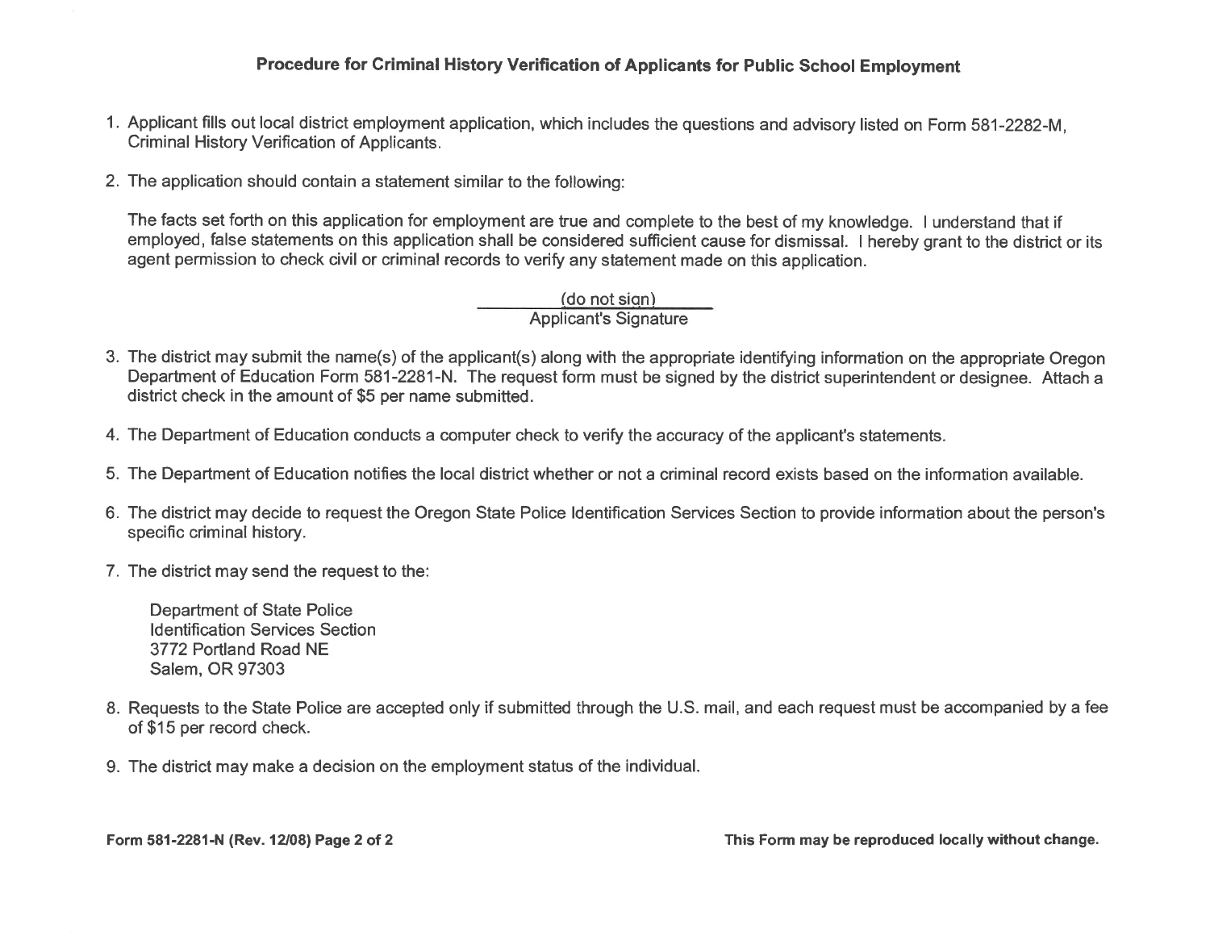## Procedure for Criminal History Verification of Applicants for Public School Employment

1. Applicant fills out local district employment application, which includes the questions and advisory listed on Form 581-2282-M, Criminal History Verification of Applicants.

2. The application should contain a statement similar to the following:

   The facts set forth on this application for employment are true and complete to the best of my knowledge. I understand that if employed, false statements on this application shall be considered sufficient cause for dismissal. I hereby grant to the district or its agent permission to check civil or criminal records to verify any statement made on this application.

   (do not sign)
   Applicant's Signature

3. The district may submit the name(s) of the applicant(s) along with the appropriate identifying information on the appropriate Oregon Department of Education Form 581-2281-N. The request form must be signed by the district superintendent or designee. Attach a district check in the amount of $5 per name submitted.

4. The Department of Education conducts a computer check to verify the accuracy of the applicant's statements.

5. The Department of Education notifies the local district whether or not a criminal record exists based on the information available.

6. The district may decide to request the Oregon State Police Identification Services Section to provide information about the person's specific criminal history.

7. The district may send the request to the:

   Department of State Police
   Identification Services Section
   3772 Portland Road NE
   Salem, OR 97303

8. Requests to the State Police are accepted only if submitted through the U.S. mail, and each request must be accompanied by a fee of $15 per record check.

9. The district may make a decision on the employment status of the individual.

**Form 581-2281-N (Rev. 12/08)** **This Form may be reproduced locally without change.**